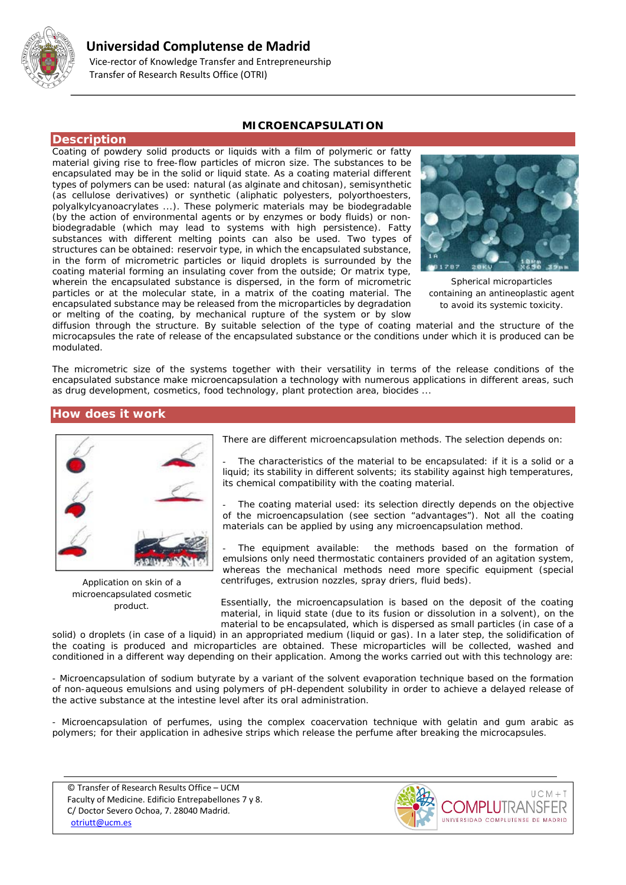# Universidad Complutense de Madrid

Vice-rector of Knowledge Transfer and Entrepreneurship
Transfer of Research Results Office (OTRI)

## MICROENCAPSULATION

## Description

Coating of powdery solid products or liquids with a film of polymeric or fatty material giving rise to free-flow particles of micron size. The substances to be encapsulated may be in the solid or liquid state. As a coating material different types of polymers can be used: natural (as alginate and chitosan), semisynthetic (as cellulose derivatives) or synthetic (aliphatic polyesters, polyorthoesters, polyalkylcyanoacrylates ...). These polymeric materials may be biodegradable (by the action of environmental agents or by enzymes or body fluids) or non-biodegradable (which may lead to systems with high persistence). Fatty substances with different melting points can also be used. Two types of structures can be obtained: reservoir type, in which the encapsulated substance, in the form of micrometric particles or liquid droplets is surrounded by the coating material forming an insulating cover from the outside; Or matrix type, wherein the encapsulated substance is dispersed, in the form of micrometric particles or at the molecular state, in a matrix of the coating material. The encapsulated substance may be released from the microparticles by degradation or melting of the coating, by mechanical rupture of the system or by slow diffusion through the structure. By suitable selection of the type of coating material and the structure of the microcapsules the rate of release of the encapsulated substance or the conditions under which it is produced can be modulated.

Spherical microparticles containing an antineoplastic agent to avoid its systemic toxicity.

The micrometric size of the systems together with their versatility in terms of the release conditions of the encapsulated substance make microencapsulation a technology with numerous applications in different areas, such as drug development, cosmetics, food technology, plant protection area, biocides ...

## How does it work

Application on skin of a microencapsulated cosmetic product.

There are different microencapsulation methods. The selection depends on:

- The characteristics of the material to be encapsulated: if it is a solid or a liquid; its stability in different solvents; its stability against high temperatures, its chemical compatibility with the coating material.

- The coating material used: its selection directly depends on the objective of the microencapsulation (see section "advantages"). Not all the coating materials can be applied by using any microencapsulation method.

- The equipment available: the methods based on the formation of emulsions only need thermostatic containers provided of an agitation system, whereas the mechanical methods need more specific equipment (special centrifuges, extrusion nozzles, spray driers, fluid beds).

Essentially, the microencapsulation is based on the deposit of the coating material, in liquid state (due to its fusion or dissolution in a solvent), on the material to be encapsulated, which is dispersed as small particles (in case of a solid) o droplets (in case of a liquid) in an appropriated medium (liquid or gas). In a later step, the solidification of the coating is produced and microparticles are obtained. These microparticles will be collected, washed and conditioned in a different way depending on their application. Among the works carried out with this technology are:

- Microencapsulation of sodium butyrate by a variant of the solvent evaporation technique based on the formation of non-aqueous emulsions and using polymers of pH-dependent solubility in order to achieve a delayed release of the active substance at the intestine level after its oral administration.

- Microencapsulation of perfumes, using the complex coacervation technique with gelatin and gum arabic as polymers; for their application in adhesive strips which release the perfume after breaking the microcapsules.

© Transfer of Research Results Office – UCM
Faculty of Medicine. Edificio Entrepabellones 7 y 8.
C/ Doctor Severo Ochoa, 7. 28040 Madrid.
otriutt@ucm.es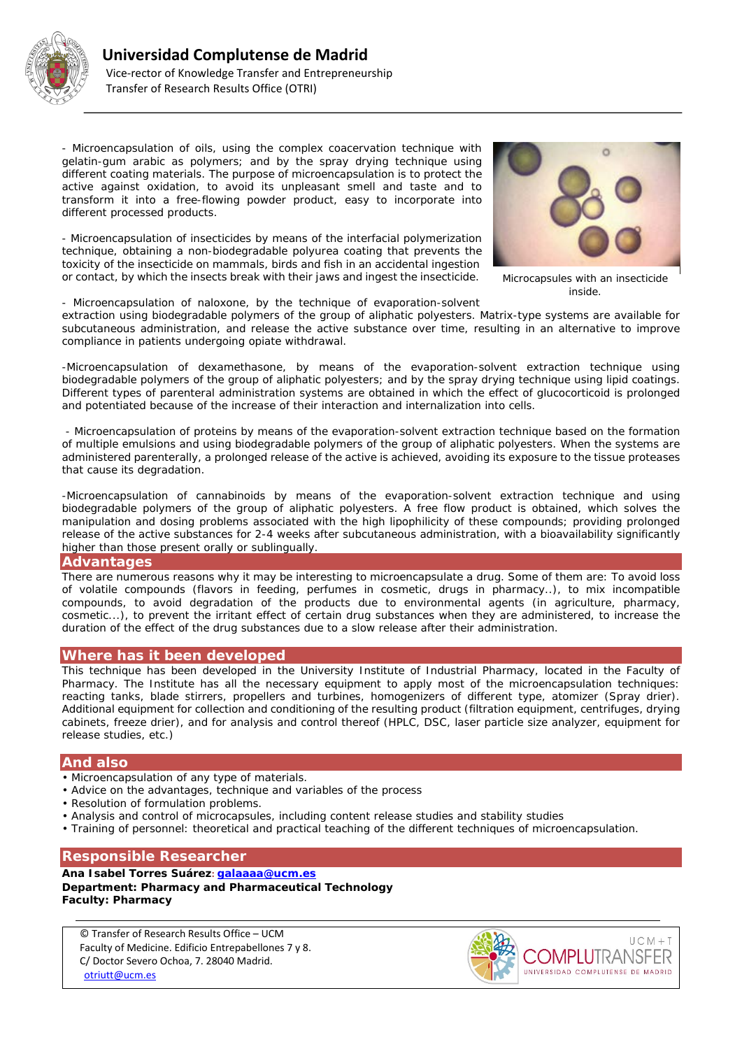- Microencapsulation of oils, using the complex coacervation technique with gelatin-gum arabic as polymers; and by the spray drying technique using different coating materials. The purpose of microencapsulation is to protect the active against oxidation, to avoid its unpleasant smell and taste and to transform it into a free-flowing powder product, easy to incorporate into different processed products.

- Microencapsulation of insecticides by means of the interfacial polymerization technique, obtaining a non-biodegradable polyurea coating that prevents the toxicity of the insecticide on mammals, birds and fish in an accidental ingestion or contact, by which the insects break with their jaws and ingest the insecticide.

Microcapsules with an insecticide inside.

- Microencapsulation of naloxone, by the technique of evaporation-solvent extraction using biodegradable polymers of the group of aliphatic polyesters. Matrix-type systems are available for subcutaneous administration, and release the active substance over time, resulting in an alternative to improve compliance in patients undergoing opiate withdrawal.

-Microencapsulation of dexamethasone, by means of the evaporation-solvent extraction technique using biodegradable polymers of the group of aliphatic polyesters; and by the spray drying technique using lipid coatings. Different types of parenteral administration systems are obtained in which the effect of glucocorticoid is prolonged and potentiated because of the increase of their interaction and internalization into cells.

- Microencapsulation of proteins by means of the evaporation-solvent extraction technique based on the formation of multiple emulsions and using biodegradable polymers of the group of aliphatic polyesters. When the systems are administered parenterally, a prolonged release of the active is achieved, avoiding its exposure to the tissue proteases that cause its degradation.

-Microencapsulation of cannabinoids by means of the evaporation-solvent extraction technique and using biodegradable polymers of the group of aliphatic polyesters. A free flow product is obtained, which solves the manipulation and dosing problems associated with the high lipophilicity of these compounds; providing prolonged release of the active substances for 2-4 weeks after subcutaneous administration, with a bioavailability significantly higher than those present orally or sublingually.

## Advantages

There are numerous reasons why it may be interesting to microencapsulate a drug. Some of them are: To avoid loss of volatile compounds (flavors in feeding, perfumes in cosmetic, drugs in pharmacy..), to mix incompatible compounds, to avoid degradation of the products due to environmental agents (in agriculture, pharmacy, cosmetic...), to prevent the irritant effect of certain drug substances when they are administered, to increase the duration of the effect of the drug substances due to a slow release after their administration.

## Where has it been developed

This technique has been developed in the University Institute of Industrial Pharmacy, located in the Faculty of Pharmacy. The Institute has all the necessary equipment to apply most of the microencapsulation techniques: reacting tanks, blade stirrers, propellers and turbines, homogenizers of different type, atomizer (Spray drier). Additional equipment for collection and conditioning of the resulting product (filtration equipment, centrifuges, drying cabinets, freeze drier), and for analysis and control thereof (HPLC, DSC, laser particle size analyzer, equipment for release studies, etc.)

## And also

- Microencapsulation of any type of materials.
- Advice on the advantages, technique and variables of the process
- Resolution of formulation problems.
- Analysis and control of microcapsules, including content release studies and stability studies
- Training of personnel: theoretical and practical teaching of the different techniques of microencapsulation.

## Responsible Researcher

**Ana Isabel Torres Suárez**: **galaaaa@ucm.es**
**Department: Pharmacy and Pharmaceutical Technology**
**Faculty: Pharmacy**

© Transfer of Research Results Office – UCM
Faculty of Medicine. Edificio Entrepabellones 7 y 8.
C/ Doctor Severo Ochoa, 7. 28040 Madrid.
otriutt@ucm.es